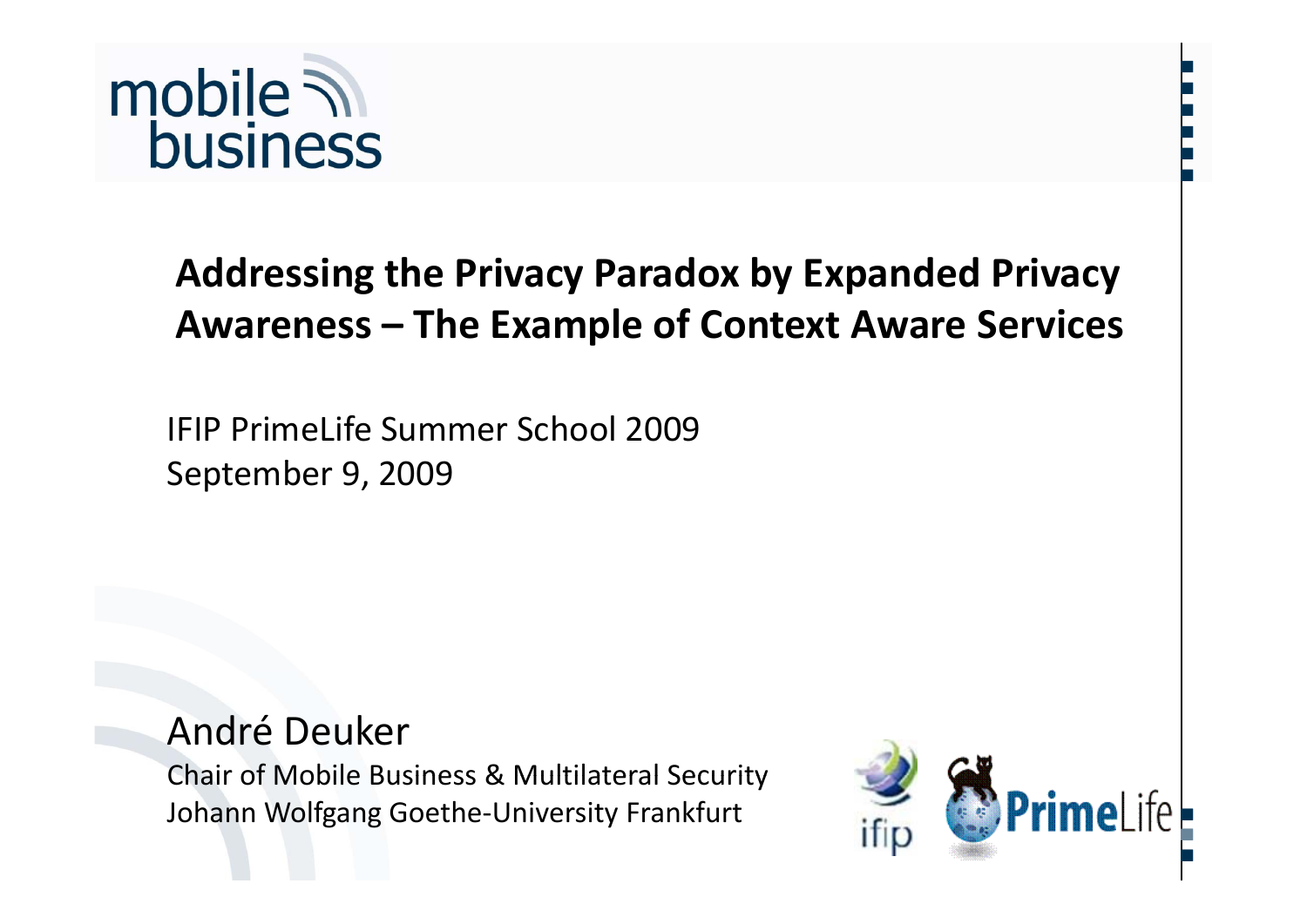mobile business

# Addressing the Privacy Paradox by Expanded Privacy Awareness – The Example of Context Aware Services

IFIP PrimeLife Summer School 2009
September 9, 2009

André Deuker
Chair of Mobile Business & Multilateral Security
Johann Wolfgang Goethe-University Frankfurt

ifip PrimeLife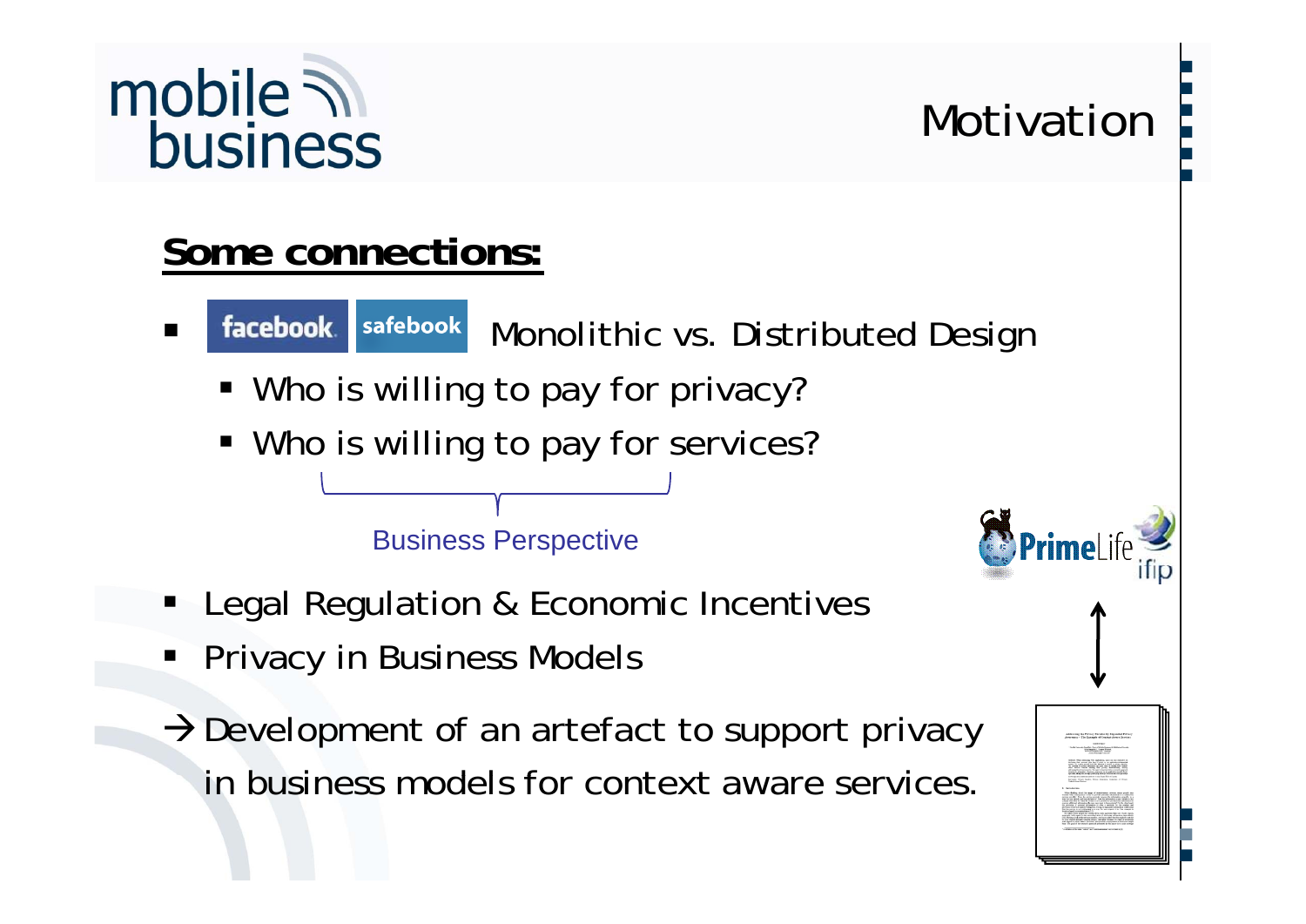# Motivation

**Some connections:**

- facebook safebook Monolithic vs. Distributed Design
  - Who is willing to pay for privacy?
  - Who is willing to pay for services?

Business Perspective

- Legal Regulation & Economic Incentives
- Privacy in Business Models

→ Development of an artefact to support privacy in business models for context aware services.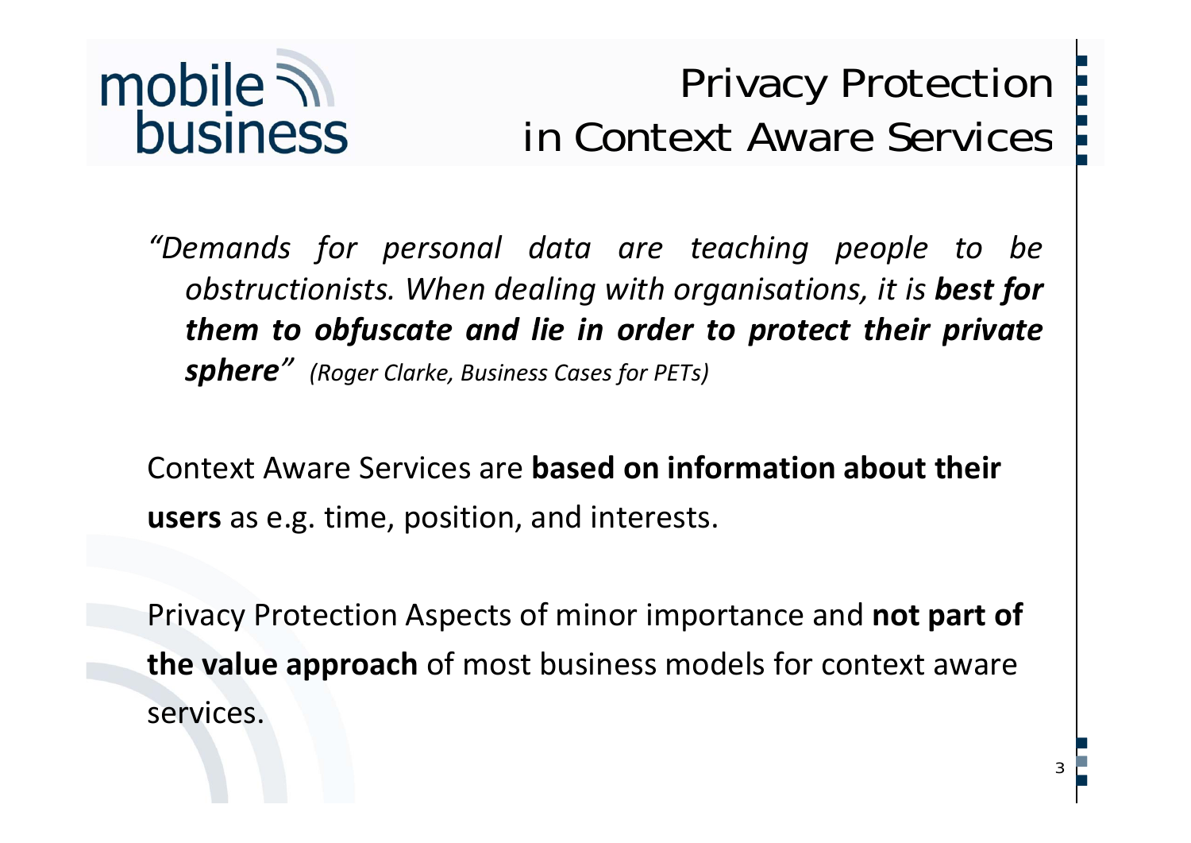# Privacy Protection in Context Aware Services

*"Demands for personal data are teaching people to be obstructionists. When dealing with organisations, it is **best for them to obfuscate and lie in order to protect their private sphere**"* *(Roger Clarke, Business Cases for PETs)*

Context Aware Services are **based on information about their users** as e.g. time, position, and interests.

Privacy Protection Aspects of minor importance and **not part of the value approach** of most business models for context aware services.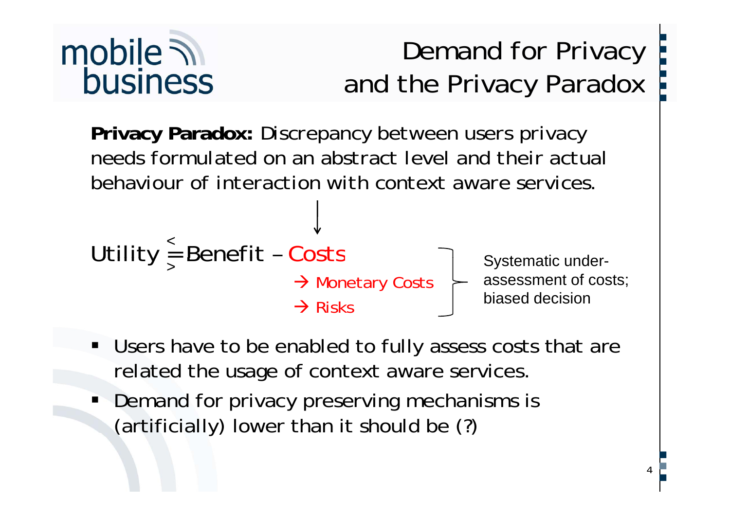# Demand for Privacy and the Privacy Paradox

**Privacy Paradox:** Discrepancy between users privacy needs formulated on an abstract level and their actual behaviour of interaction with context aware services.

$$\text{Utility} \overset{<}{\underset{>}{=}} \text{Benefit} - \text{Costs}$$

→ Monetary Costs
→ Risks

Systematic under-assessment of costs; biased decision

- Users have to be enabled to fully assess costs that are related the usage of context aware services.
- Demand for privacy preserving mechanisms is (artificially) lower than it should be (?)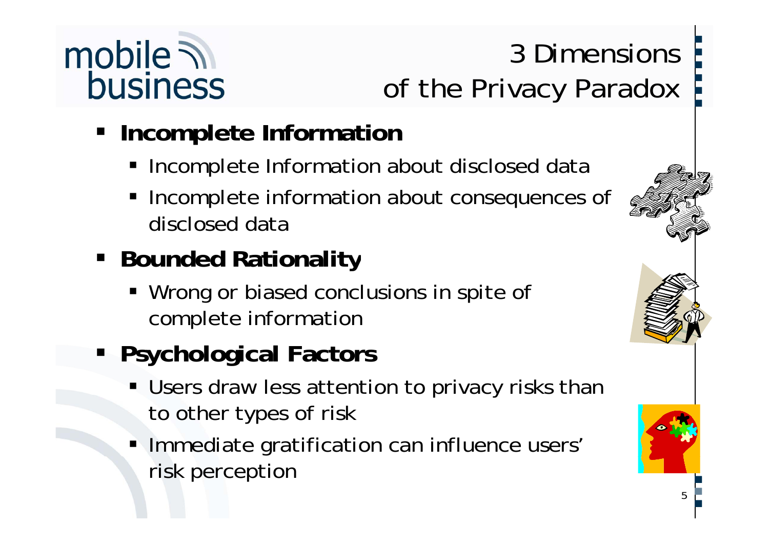# 3 Dimensions of the Privacy Paradox

- **Incomplete Information**
  - Incomplete Information about disclosed data
  - Incomplete information about consequences of disclosed data
- **Bounded Rationality**
  - Wrong or biased conclusions in spite of complete information
- **Psychological Factors**
  - Users draw less attention to privacy risks than to other types of risk
  - Immediate gratification can influence users' risk perception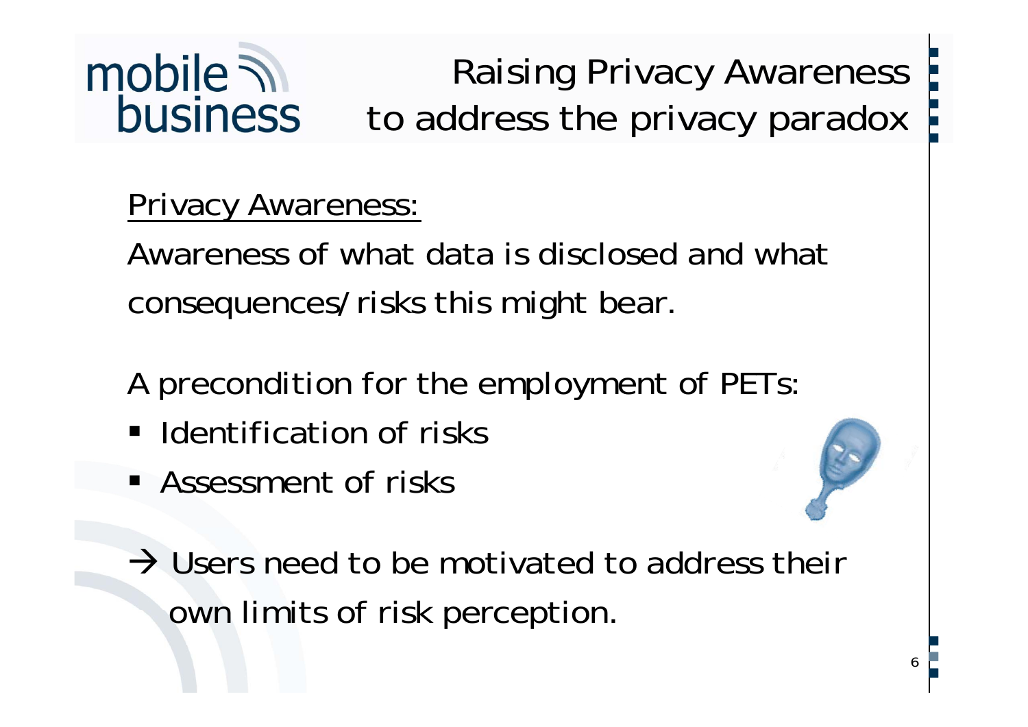# Raising Privacy Awareness to address the privacy paradox

<u>Privacy Awareness:</u>

Awareness of what data is disclosed and what consequences/risks this might bear.

A precondition for the employment of PETs:

- Identification of risks
- Assessment of risks

→ Users need to be motivated to address their own limits of risk perception.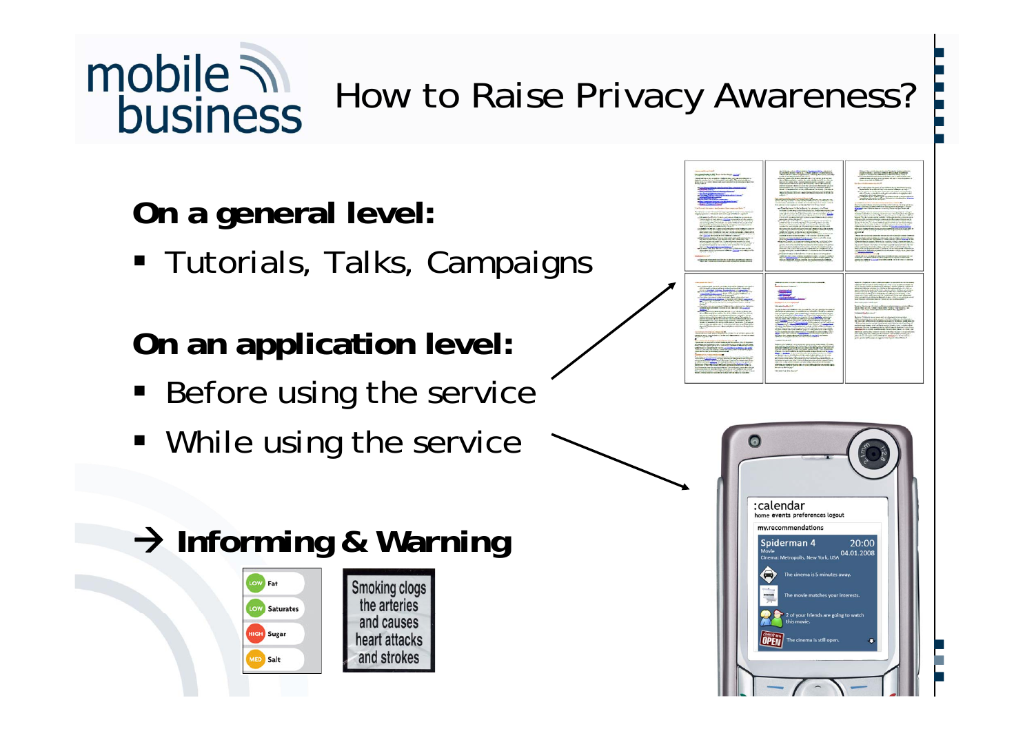# How to Raise Privacy Awareness?

**On a general level:**

- Tutorials, Talks, Campaigns

**On an application level:**

- Before using the service
- While using the service

→ **Informing & Warning**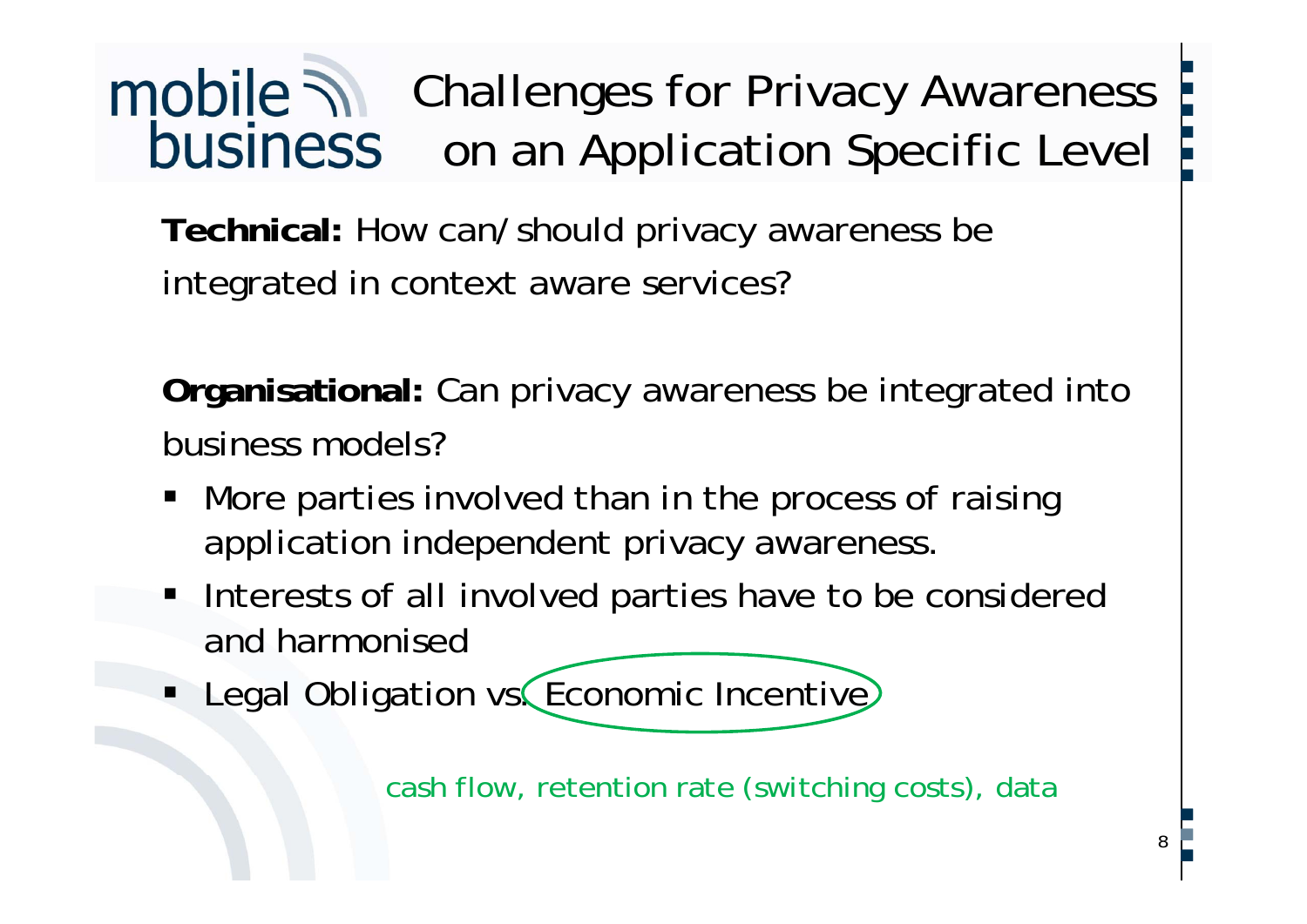# Challenges for Privacy Awareness on an Application Specific Level

**Technical:** How can/should privacy awareness be integrated in context aware services?

**Organisational:** Can privacy awareness be integrated into business models?

- More parties involved than in the process of raising application independent privacy awareness.
- Interests of all involved parties have to be considered and harmonised
- Legal Obligation vs. Economic Incentive

cash flow, retention rate (switching costs), data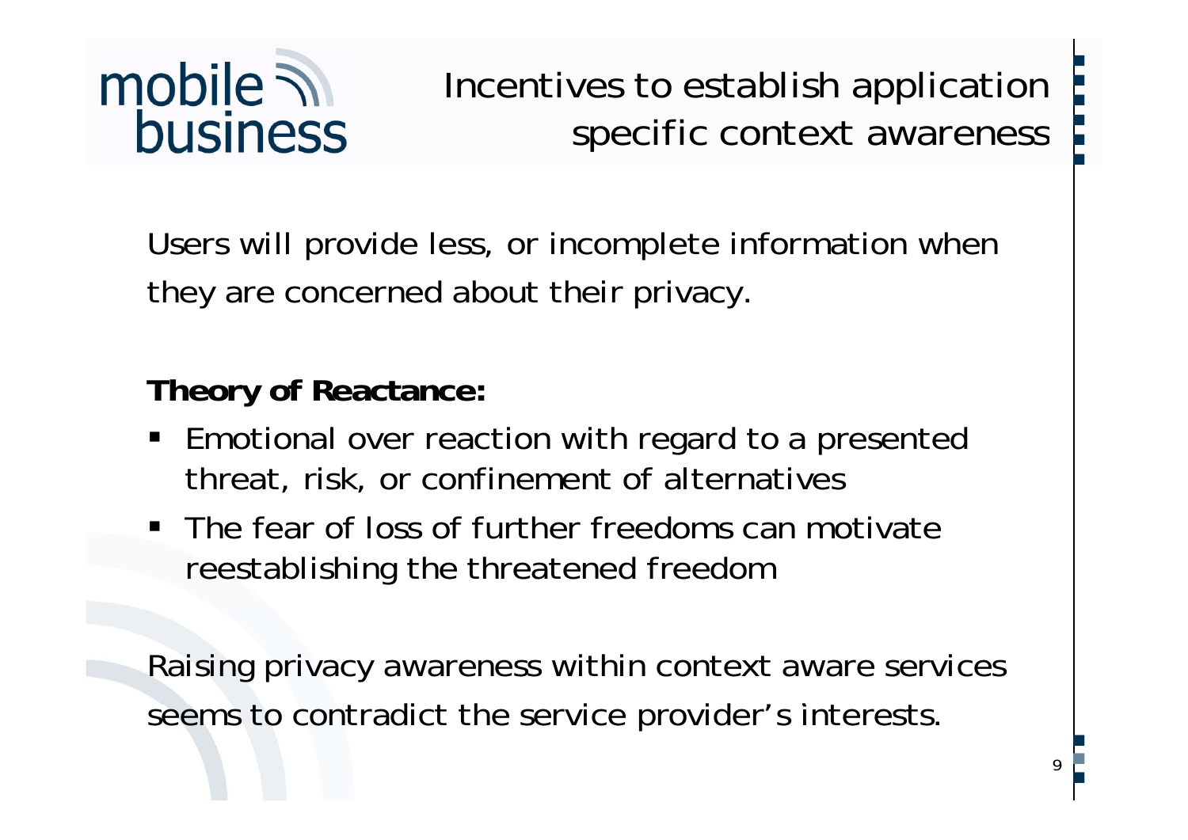# Incentives to establish application specific context awareness

Users will provide less, or incomplete information when they are concerned about their privacy.

**Theory of Reactance:**

- Emotional over reaction with regard to a presented threat, risk, or confinement of alternatives
- The fear of loss of further freedoms can motivate reestablishing the threatened freedom

Raising privacy awareness within context aware services seems to contradict the service provider's interests.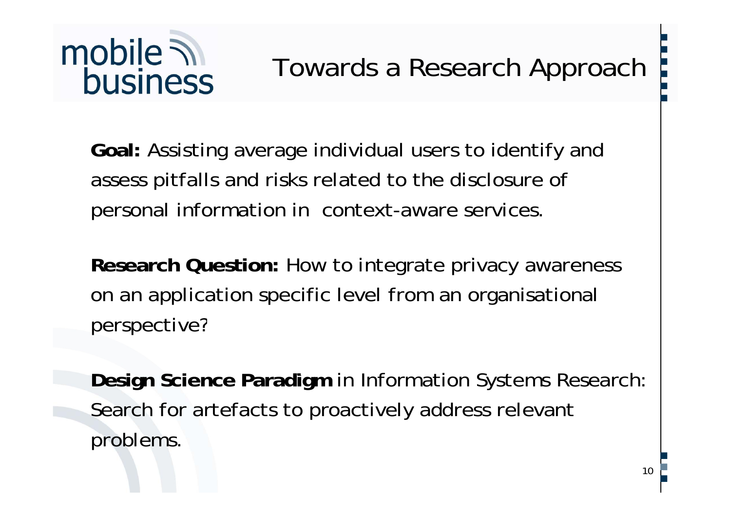# Towards a Research Approach

**Goal:** Assisting average individual users to identify and assess pitfalls and risks related to the disclosure of personal information in context-aware services.

**Research Question:** How to integrate privacy awareness on an application specific level from an organisational perspective?

**Design Science Paradigm** in Information Systems Research: Search for artefacts to proactively address relevant problems.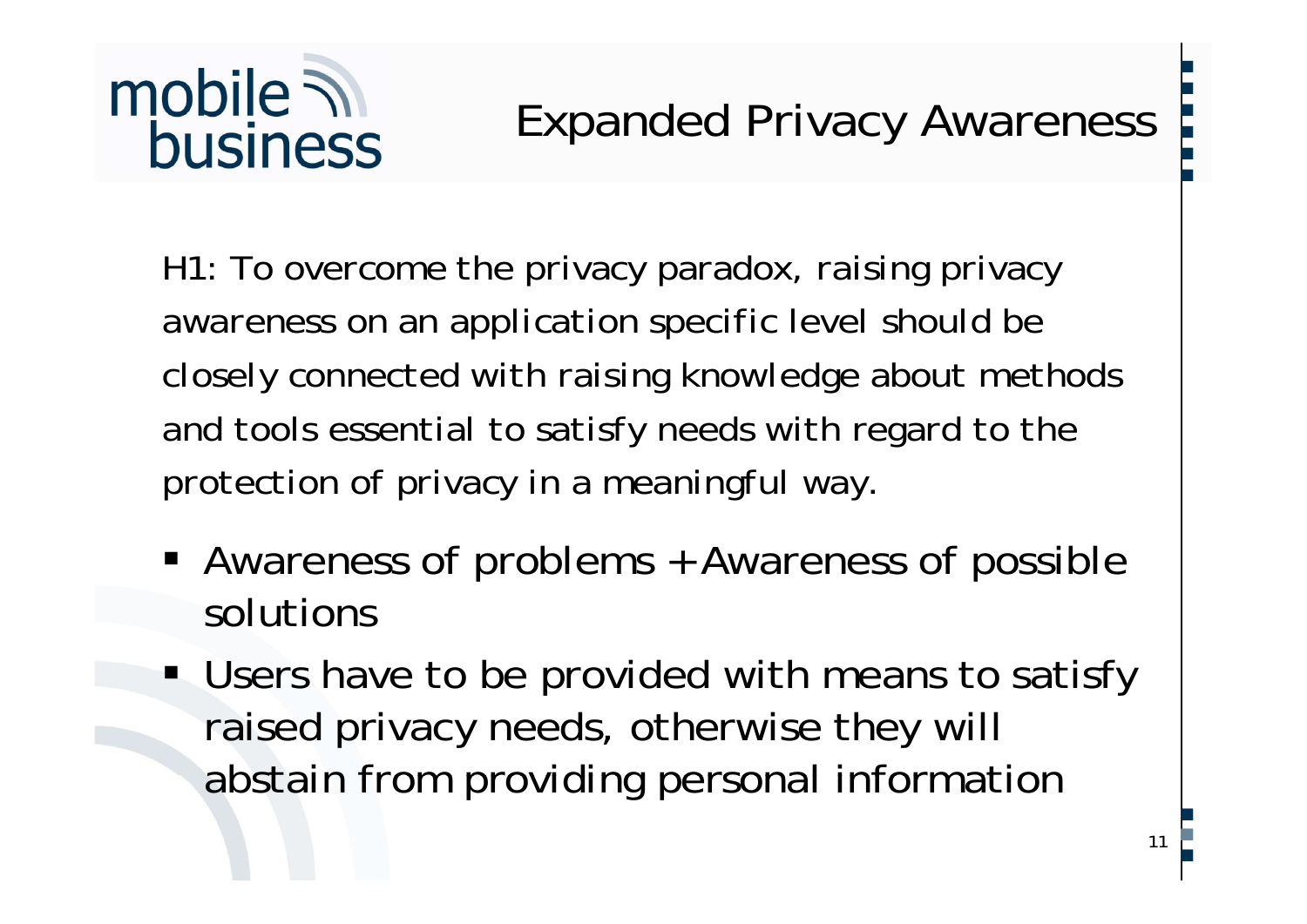# Expanded Privacy Awareness

H1: To overcome the privacy paradox, raising privacy awareness on an application specific level should be closely connected with raising knowledge about methods and tools essential to satisfy needs with regard to the protection of privacy in a meaningful way.

- Awareness of problems + Awareness of possible solutions
- Users have to be provided with means to satisfy raised privacy needs, otherwise they will abstain from providing personal information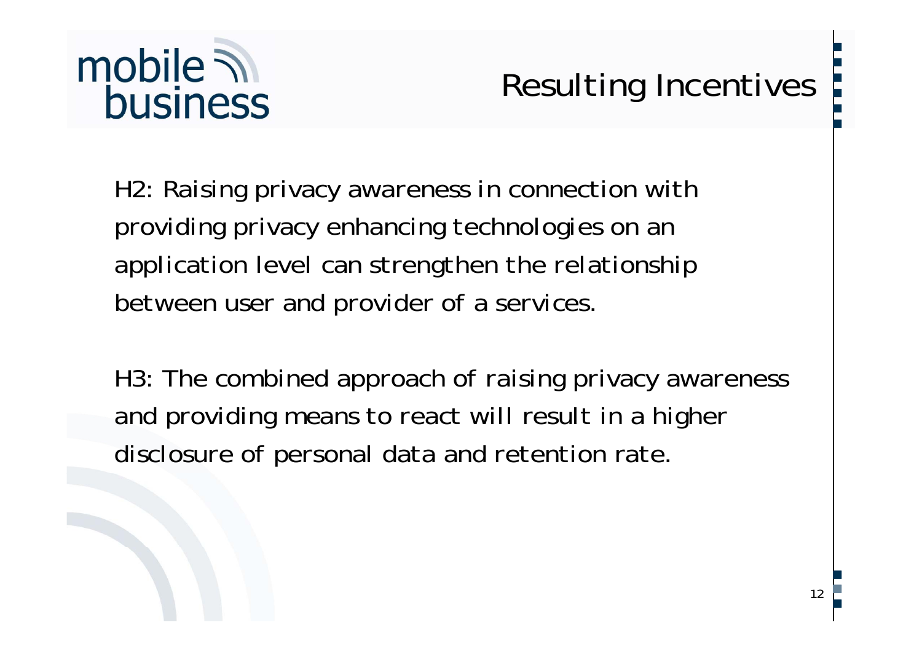# Resulting Incentives

H2: Raising privacy awareness in connection with providing privacy enhancing technologies on an application level can strengthen the relationship between user and provider of a services.

H3: The combined approach of raising privacy awareness and providing means to react will result in a higher disclosure of personal data and retention rate.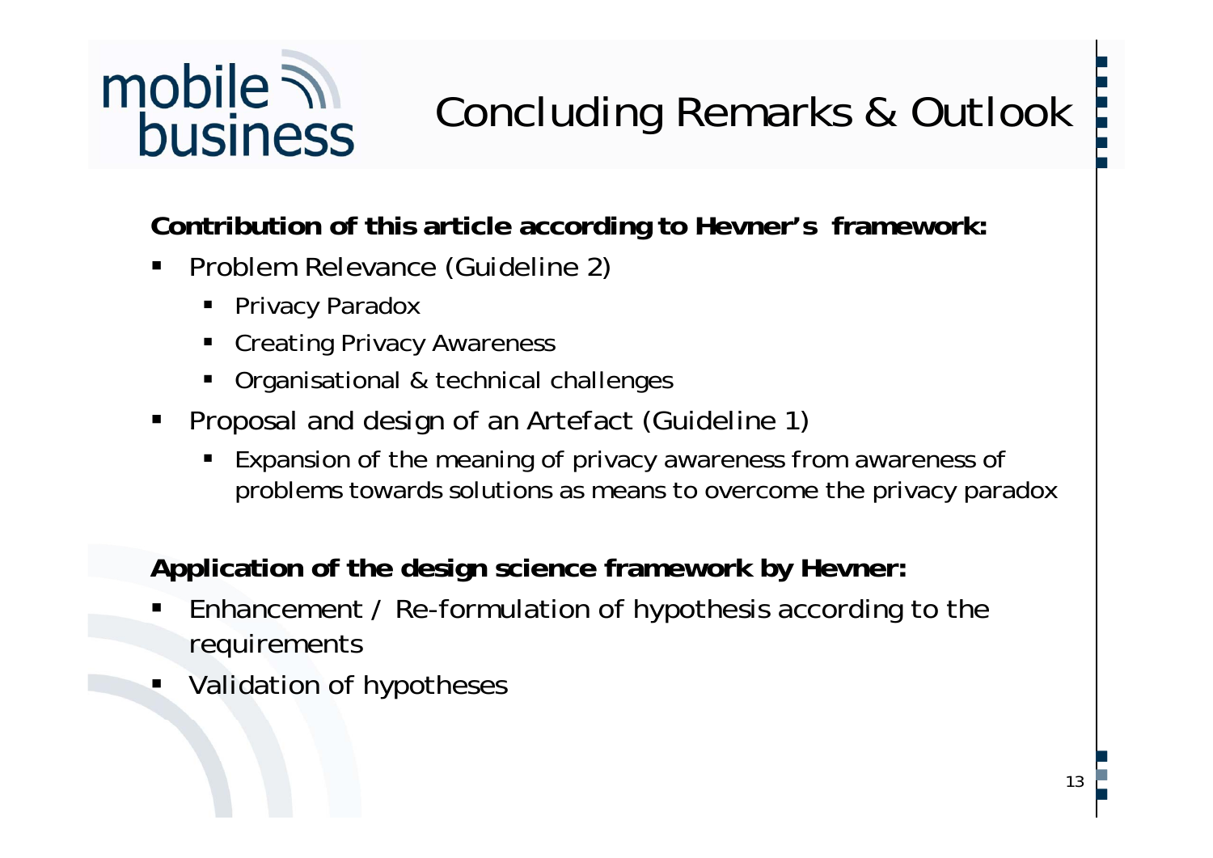# Concluding Remarks & Outlook

**Contribution of this article according to Hevner's framework:**

- Problem Relevance (Guideline 2)
  - Privacy Paradox
  - Creating Privacy Awareness
  - Organisational & technical challenges
- Proposal and design of an Artefact (Guideline 1)
  - Expansion of the meaning of privacy awareness from awareness of problems towards solutions as means to overcome the privacy paradox

**Application of the design science framework by Hevner:**

- Enhancement / Re-formulation of hypothesis according to the requirements
- Validation of hypotheses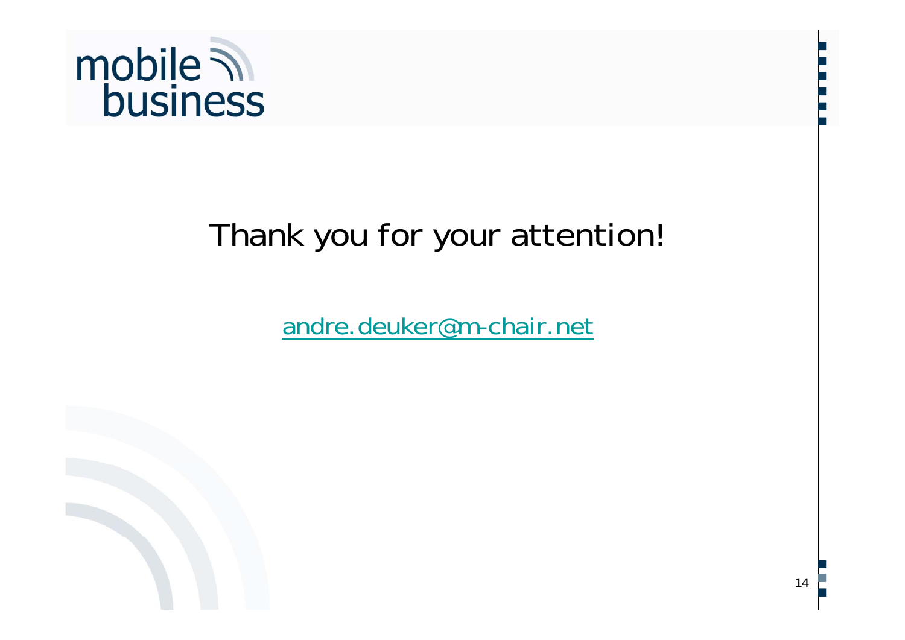mobile business

Thank you for your attention!

andre.deuker@m-chair.net